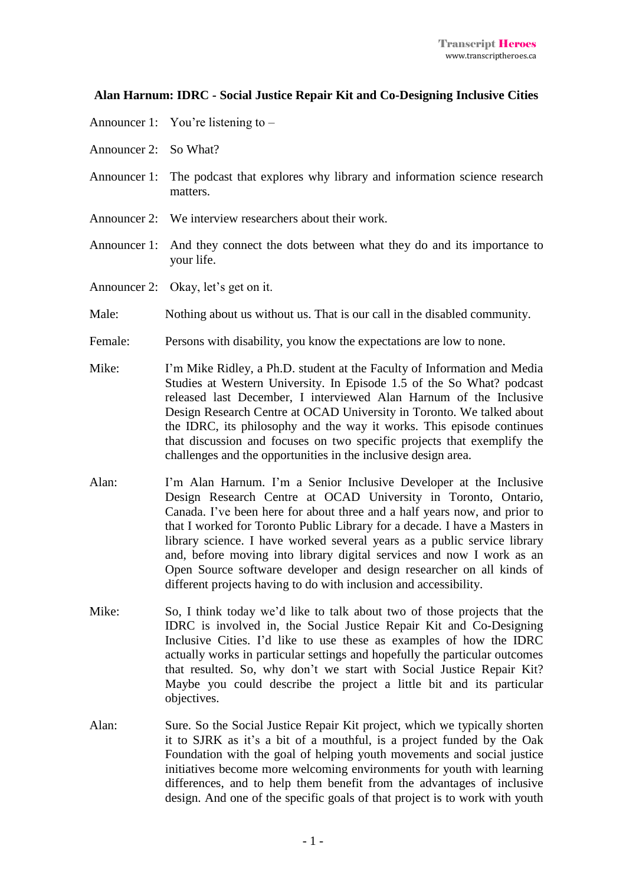## Alan Harnum: IDRC - Social Justice Repair Kit and Co-Designing Inclusive Cities

Announcer 1: You're listening to –

Announcer 2: So What?

Announcer 1: The podcast that explores why library and information science research matters.

Announcer 2: We interview researchers about their work.

Announcer 1: And they connect the dots between what they do and its importance to your life.

Announcer 2: Okay, let's get on it.

Male: Nothing about us without us. That is our call in the disabled community.

Female: Persons with disability, you know the expectations are low to none.

Mike: I'm Mike Ridley, a Ph.D. student at the Faculty of Information and Media Studies at Western University. In Episode 1.5 of the So What? podcast released last December, I interviewed Alan Harnum of the Inclusive Design Research Centre at OCAD University in Toronto. We talked about the IDRC, its philosophy and the way it works. This episode continues that discussion and focuses on two specific projects that exemplify the challenges and the opportunities in the inclusive design area.

Alan: I'm Alan Harnum. I'm a Senior Inclusive Developer at the Inclusive Design Research Centre at OCAD University in Toronto, Ontario, Canada. I've been here for about three and a half years now, and prior to that I worked for Toronto Public Library for a decade. I have a Masters in library science. I have worked several years as a public service library and, before moving into library digital services and now I work as an Open Source software developer and design researcher on all kinds of different projects having to do with inclusion and accessibility.

Mike: So, I think today we'd like to talk about two of those projects that the IDRC is involved in, the Social Justice Repair Kit and Co-Designing Inclusive Cities. I'd like to use these as examples of how the IDRC actually works in particular settings and hopefully the particular outcomes that resulted. So, why don't we start with Social Justice Repair Kit? Maybe you could describe the project a little bit and its particular objectives.

Alan: Sure. So the Social Justice Repair Kit project, which we typically shorten it to SJRK as it's a bit of a mouthful, is a project funded by the Oak Foundation with the goal of helping youth movements and social justice initiatives become more welcoming environments for youth with learning differences, and to help them benefit from the advantages of inclusive design. And one of the specific goals of that project is to work with youth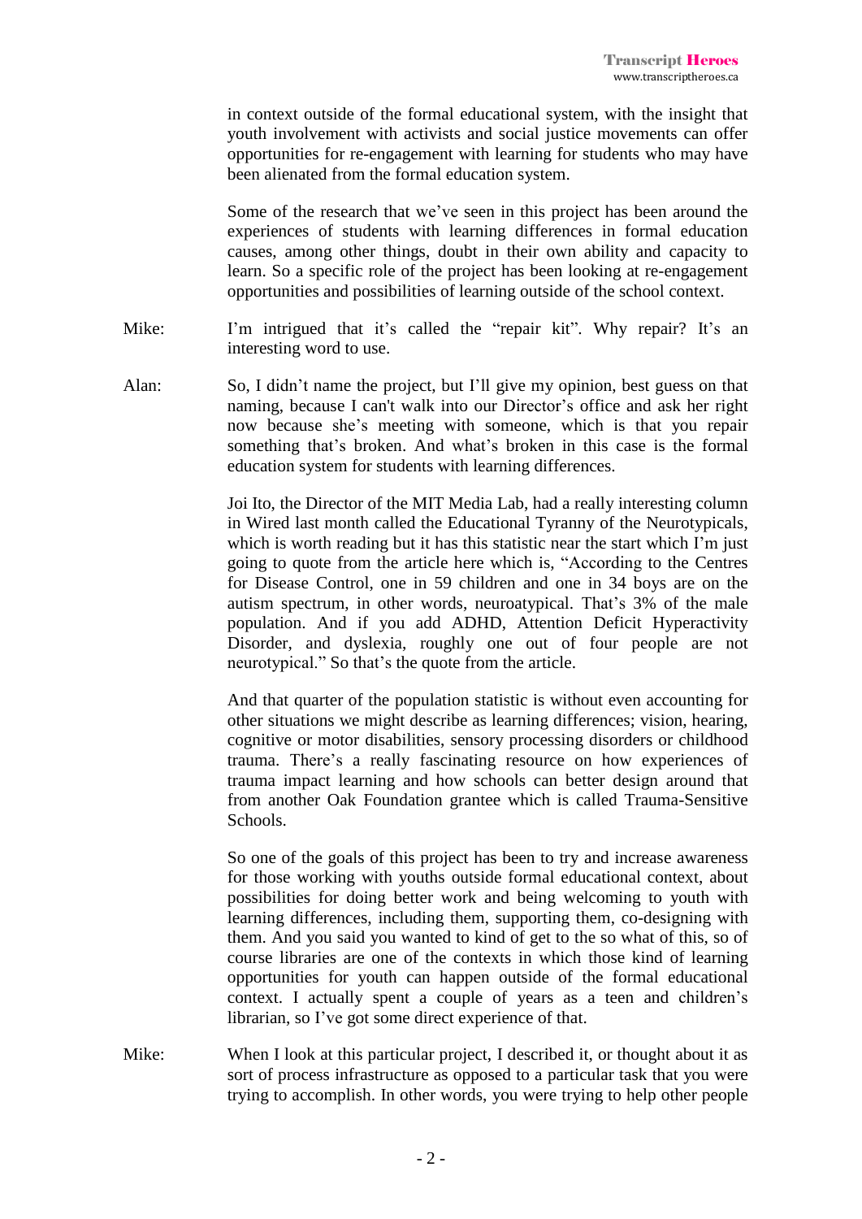in context outside of the formal educational system, with the insight that youth involvement with activists and social justice movements can offer opportunities for re-engagement with learning for students who may have been alienated from the formal education system.

Some of the research that we've seen in this project has been around the experiences of students with learning differences in formal education causes, among other things, doubt in their own ability and capacity to learn. So a specific role of the project has been looking at re-engagement opportunities and possibilities of learning outside of the school context.

**Mike:** I'm intrigued that it's called the "repair kit". Why repair? It's an interesting word to use.

**Alan:** So, I didn't name the project, but I'll give my opinion, best guess on that naming, because I can't walk into our Director's office and ask her right now because she's meeting with someone, which is that you repair something that's broken. And what's broken in this case is the formal education system for students with learning differences.

Joi Ito, the Director of the MIT Media Lab, had a really interesting column in Wired last month called the Educational Tyranny of the Neurotypicals, which is worth reading but it has this statistic near the start which I'm just going to quote from the article here which is, "According to the Centres for Disease Control, one in 59 children and one in 34 boys are on the autism spectrum, in other words, neuroatypical. That's 3% of the male population. And if you add ADHD, Attention Deficit Hyperactivity Disorder, and dyslexia, roughly one out of four people are not neurotypical." So that's the quote from the article.

And that quarter of the population statistic is without even accounting for other situations we might describe as learning differences; vision, hearing, cognitive or motor disabilities, sensory processing disorders or childhood trauma. There's a really fascinating resource on how experiences of trauma impact learning and how schools can better design around that from another Oak Foundation grantee which is called Trauma-Sensitive Schools.

So one of the goals of this project has been to try and increase awareness for those working with youths outside formal educational context, about possibilities for doing better work and being welcoming to youth with learning differences, including them, supporting them, co-designing with them. And you said you wanted to kind of get to the so what of this, so of course libraries are one of the contexts in which those kind of learning opportunities for youth can happen outside of the formal educational context. I actually spent a couple of years as a teen and children's librarian, so I've got some direct experience of that.

**Mike:** When I look at this particular project, I described it, or thought about it as sort of process infrastructure as opposed to a particular task that you were trying to accomplish. In other words, you were trying to help other people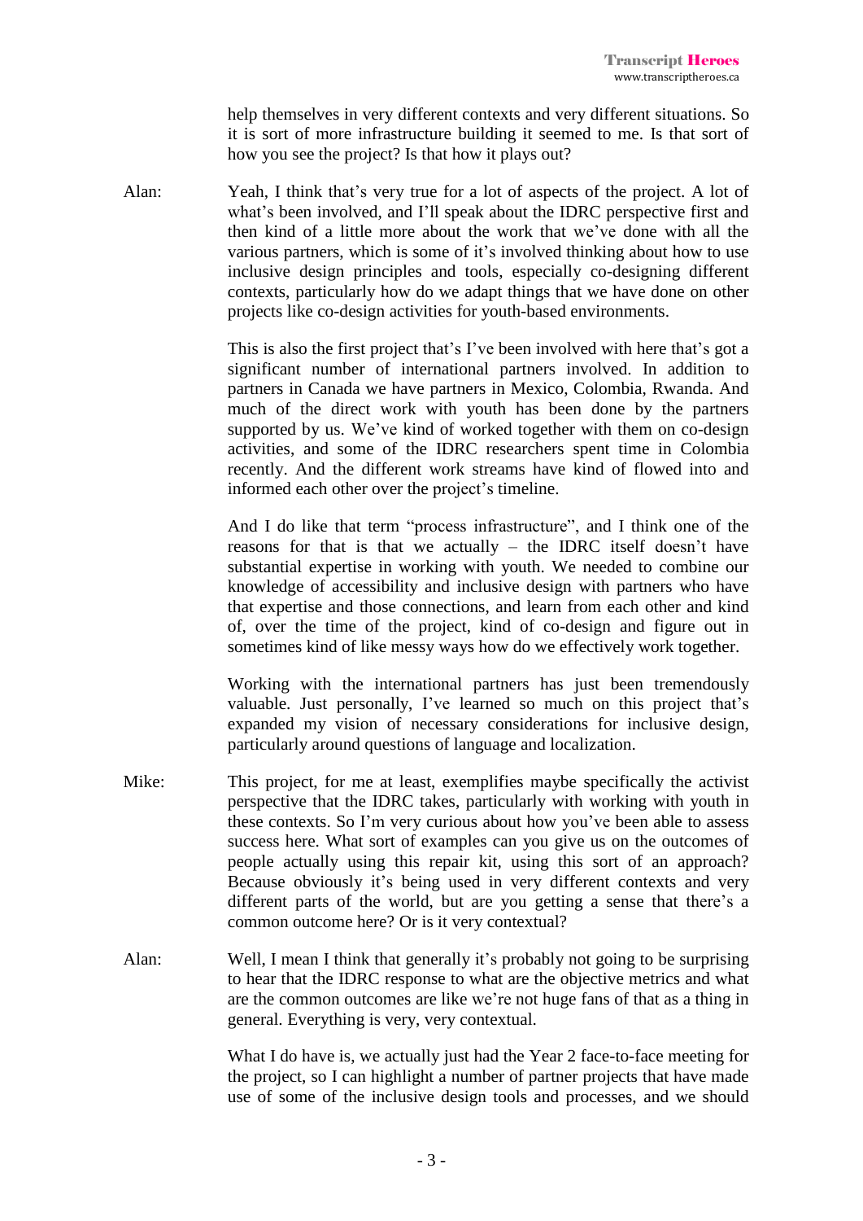help themselves in very different contexts and very different situations. So it is sort of more infrastructure building it seemed to me. Is that sort of how you see the project? Is that how it plays out?

Alan: Yeah, I think that's very true for a lot of aspects of the project. A lot of what's been involved, and I'll speak about the IDRC perspective first and then kind of a little more about the work that we've done with all the various partners, which is some of it's involved thinking about how to use inclusive design principles and tools, especially co-designing different contexts, particularly how do we adapt things that we have done on other projects like co-design activities for youth-based environments.

This is also the first project that's I've been involved with here that's got a significant number of international partners involved. In addition to partners in Canada we have partners in Mexico, Colombia, Rwanda. And much of the direct work with youth has been done by the partners supported by us. We've kind of worked together with them on co-design activities, and some of the IDRC researchers spent time in Colombia recently. And the different work streams have kind of flowed into and informed each other over the project's timeline.

And I do like that term "process infrastructure", and I think one of the reasons for that is that we actually – the IDRC itself doesn't have substantial expertise in working with youth. We needed to combine our knowledge of accessibility and inclusive design with partners who have that expertise and those connections, and learn from each other and kind of, over the time of the project, kind of co-design and figure out in sometimes kind of like messy ways how do we effectively work together.

Working with the international partners has just been tremendously valuable. Just personally, I've learned so much on this project that's expanded my vision of necessary considerations for inclusive design, particularly around questions of language and localization.

Mike: This project, for me at least, exemplifies maybe specifically the activist perspective that the IDRC takes, particularly with working with youth in these contexts. So I'm very curious about how you've been able to assess success here. What sort of examples can you give us on the outcomes of people actually using this repair kit, using this sort of an approach? Because obviously it's being used in very different contexts and very different parts of the world, but are you getting a sense that there's a common outcome here? Or is it very contextual?

Alan: Well, I mean I think that generally it's probably not going to be surprising to hear that the IDRC response to what are the objective metrics and what are the common outcomes are like we're not huge fans of that as a thing in general. Everything is very, very contextual.

What I do have is, we actually just had the Year 2 face-to-face meeting for the project, so I can highlight a number of partner projects that have made use of some of the inclusive design tools and processes, and we should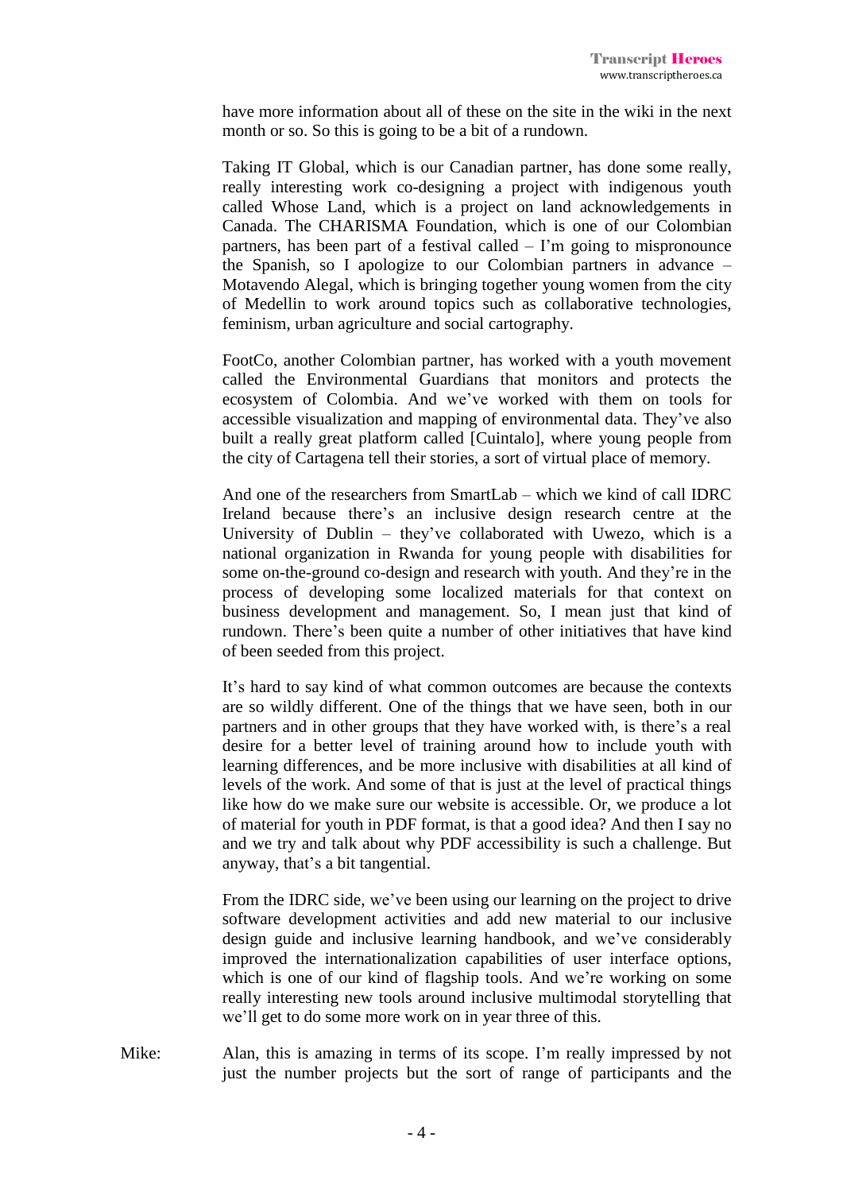have more information about all of these on the site in the wiki in the next month or so. So this is going to be a bit of a rundown.

Taking IT Global, which is our Canadian partner, has done some really, really interesting work co-designing a project with indigenous youth called Whose Land, which is a project on land acknowledgements in Canada. The CHARISMA Foundation, which is one of our Colombian partners, has been part of a festival called – I'm going to mispronounce the Spanish, so I apologize to our Colombian partners in advance – Motavendo Alegal, which is bringing together young women from the city of Medellin to work around topics such as collaborative technologies, feminism, urban agriculture and social cartography.

FootCo, another Colombian partner, has worked with a youth movement called the Environmental Guardians that monitors and protects the ecosystem of Colombia. And we've worked with them on tools for accessible visualization and mapping of environmental data. They've also built a really great platform called [Cuintalo], where young people from the city of Cartagena tell their stories, a sort of virtual place of memory.

And one of the researchers from SmartLab – which we kind of call IDRC Ireland because there's an inclusive design research centre at the University of Dublin – they've collaborated with Uwezo, which is a national organization in Rwanda for young people with disabilities for some on-the-ground co-design and research with youth. And they're in the process of developing some localized materials for that context on business development and management. So, I mean just that kind of rundown. There's been quite a number of other initiatives that have kind of been seeded from this project.

It's hard to say kind of what common outcomes are because the contexts are so wildly different. One of the things that we have seen, both in our partners and in other groups that they have worked with, is there's a real desire for a better level of training around how to include youth with learning differences, and be more inclusive with disabilities at all kind of levels of the work. And some of that is just at the level of practical things like how do we make sure our website is accessible. Or, we produce a lot of material for youth in PDF format, is that a good idea? And then I say no and we try and talk about why PDF accessibility is such a challenge. But anyway, that's a bit tangential.

From the IDRC side, we've been using our learning on the project to drive software development activities and add new material to our inclusive design guide and inclusive learning handbook, and we've considerably improved the internationalization capabilities of user interface options, which is one of our kind of flagship tools. And we're working on some really interesting new tools around inclusive multimodal storytelling that we'll get to do some more work on in year three of this.

Mike: Alan, this is amazing in terms of its scope. I'm really impressed by not just the number projects but the sort of range of participants and the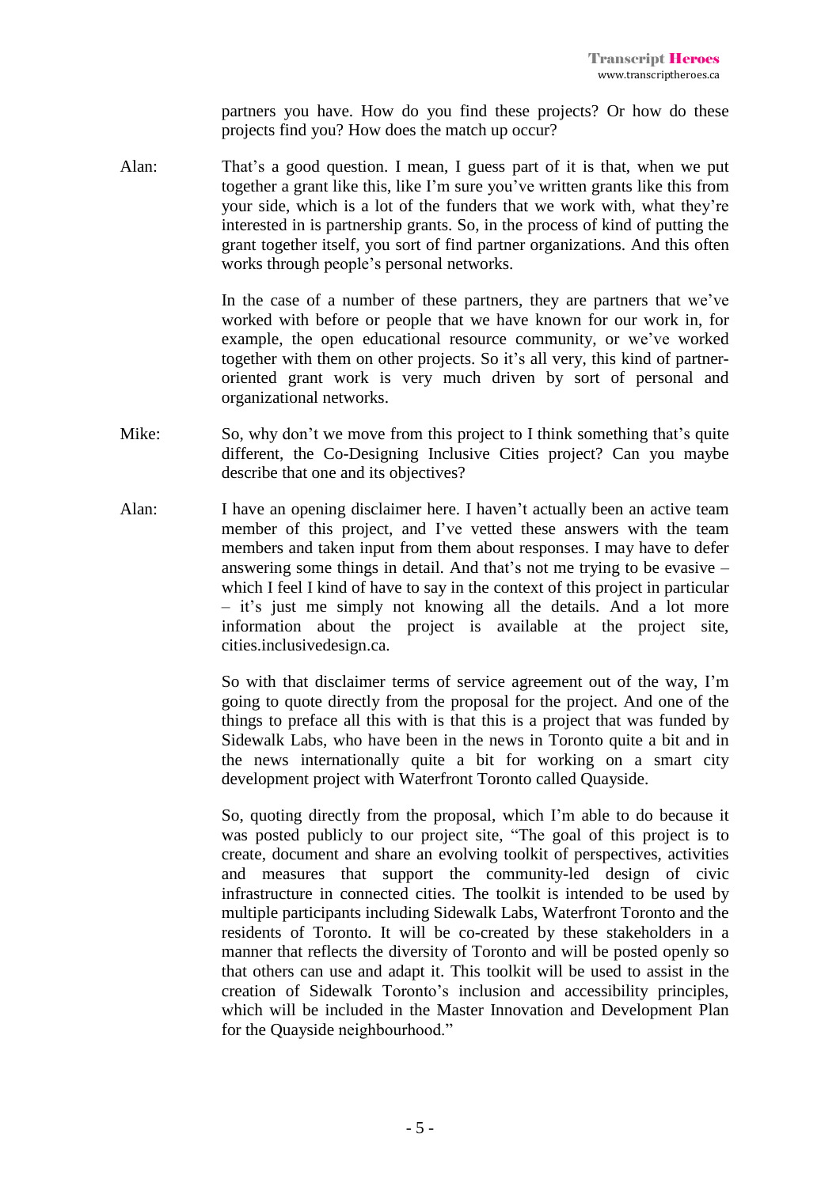partners you have. How do you find these projects? Or how do these projects find you? How does the match up occur?

Alan: That's a good question. I mean, I guess part of it is that, when we put together a grant like this, like I'm sure you've written grants like this from your side, which is a lot of the funders that we work with, what they're interested in is partnership grants. So, in the process of kind of putting the grant together itself, you sort of find partner organizations. And this often works through people's personal networks.

In the case of a number of these partners, they are partners that we've worked with before or people that we have known for our work in, for example, the open educational resource community, or we've worked together with them on other projects. So it's all very, this kind of partner-oriented grant work is very much driven by sort of personal and organizational networks.

Mike: So, why don't we move from this project to I think something that's quite different, the Co-Designing Inclusive Cities project? Can you maybe describe that one and its objectives?

Alan: I have an opening disclaimer here. I haven't actually been an active team member of this project, and I've vetted these answers with the team members and taken input from them about responses. I may have to defer answering some things in detail. And that's not me trying to be evasive – which I feel I kind of have to say in the context of this project in particular – it's just me simply not knowing all the details. And a lot more information about the project is available at the project site, cities.inclusivedesign.ca.

So with that disclaimer terms of service agreement out of the way, I'm going to quote directly from the proposal for the project. And one of the things to preface all this with is that this is a project that was funded by Sidewalk Labs, who have been in the news in Toronto quite a bit and in the news internationally quite a bit for working on a smart city development project with Waterfront Toronto called Quayside.

So, quoting directly from the proposal, which I'm able to do because it was posted publicly to our project site, "The goal of this project is to create, document and share an evolving toolkit of perspectives, activities and measures that support the community-led design of civic infrastructure in connected cities. The toolkit is intended to be used by multiple participants including Sidewalk Labs, Waterfront Toronto and the residents of Toronto. It will be co-created by these stakeholders in a manner that reflects the diversity of Toronto and will be posted openly so that others can use and adapt it. This toolkit will be used to assist in the creation of Sidewalk Toronto's inclusion and accessibility principles, which will be included in the Master Innovation and Development Plan for the Quayside neighbourhood."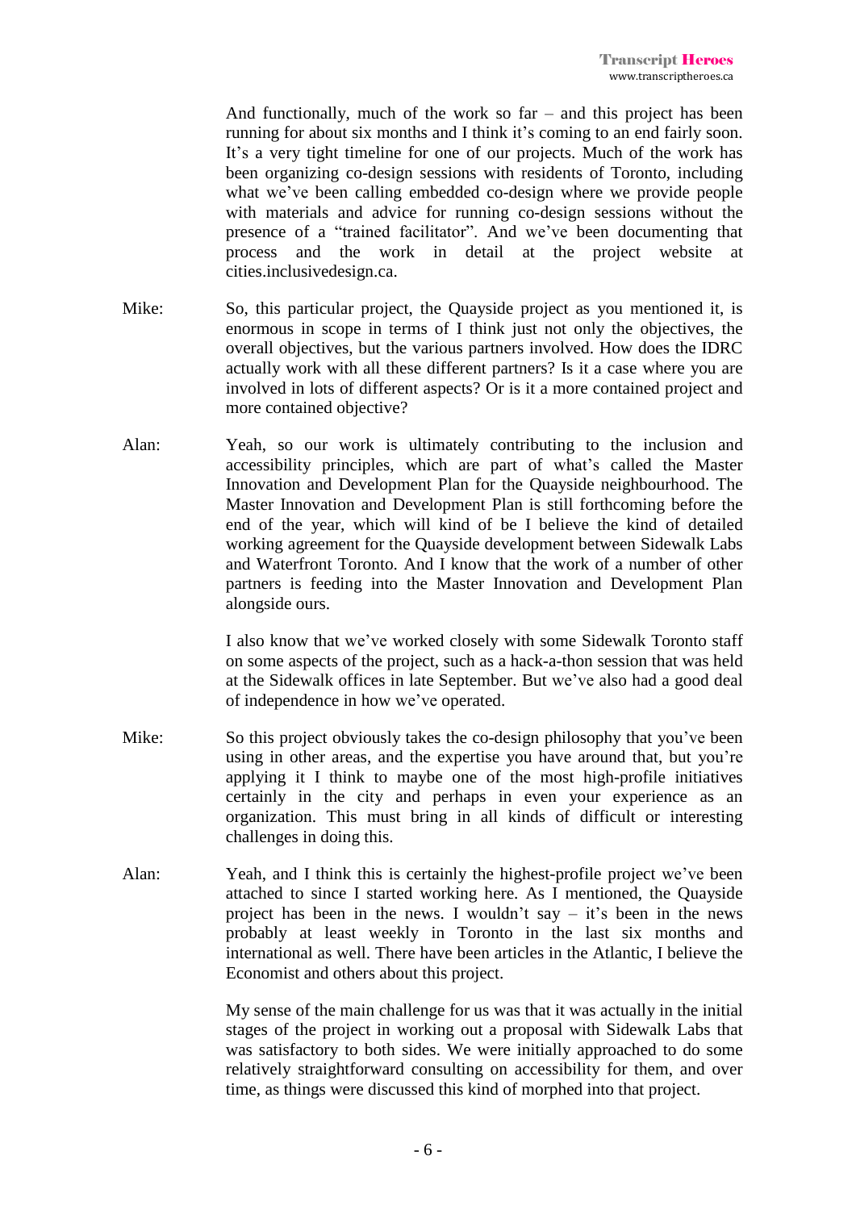And functionally, much of the work so far – and this project has been running for about six months and I think it's coming to an end fairly soon. It's a very tight timeline for one of our projects. Much of the work has been organizing co-design sessions with residents of Toronto, including what we've been calling embedded co-design where we provide people with materials and advice for running co-design sessions without the presence of a "trained facilitator". And we've been documenting that process and the work in detail at the project website at cities.inclusivedesign.ca.

**Mike:** So, this particular project, the Quayside project as you mentioned it, is enormous in scope in terms of I think just not only the objectives, the overall objectives, but the various partners involved. How does the IDRC actually work with all these different partners? Is it a case where you are involved in lots of different aspects? Or is it a more contained project and more contained objective?

**Alan:** Yeah, so our work is ultimately contributing to the inclusion and accessibility principles, which are part of what's called the Master Innovation and Development Plan for the Quayside neighbourhood. The Master Innovation and Development Plan is still forthcoming before the end of the year, which will kind of be I believe the kind of detailed working agreement for the Quayside development between Sidewalk Labs and Waterfront Toronto. And I know that the work of a number of other partners is feeding into the Master Innovation and Development Plan alongside ours.

I also know that we've worked closely with some Sidewalk Toronto staff on some aspects of the project, such as a hack-a-thon session that was held at the Sidewalk offices in late September. But we've also had a good deal of independence in how we've operated.

**Mike:** So this project obviously takes the co-design philosophy that you've been using in other areas, and the expertise you have around that, but you're applying it I think to maybe one of the most high-profile initiatives certainly in the city and perhaps in even your experience as an organization. This must bring in all kinds of difficult or interesting challenges in doing this.

**Alan:** Yeah, and I think this is certainly the highest-profile project we've been attached to since I started working here. As I mentioned, the Quayside project has been in the news. I wouldn't say – it's been in the news probably at least weekly in Toronto in the last six months and international as well. There have been articles in the Atlantic, I believe the Economist and others about this project.

My sense of the main challenge for us was that it was actually in the initial stages of the project in working out a proposal with Sidewalk Labs that was satisfactory to both sides. We were initially approached to do some relatively straightforward consulting on accessibility for them, and over time, as things were discussed this kind of morphed into that project.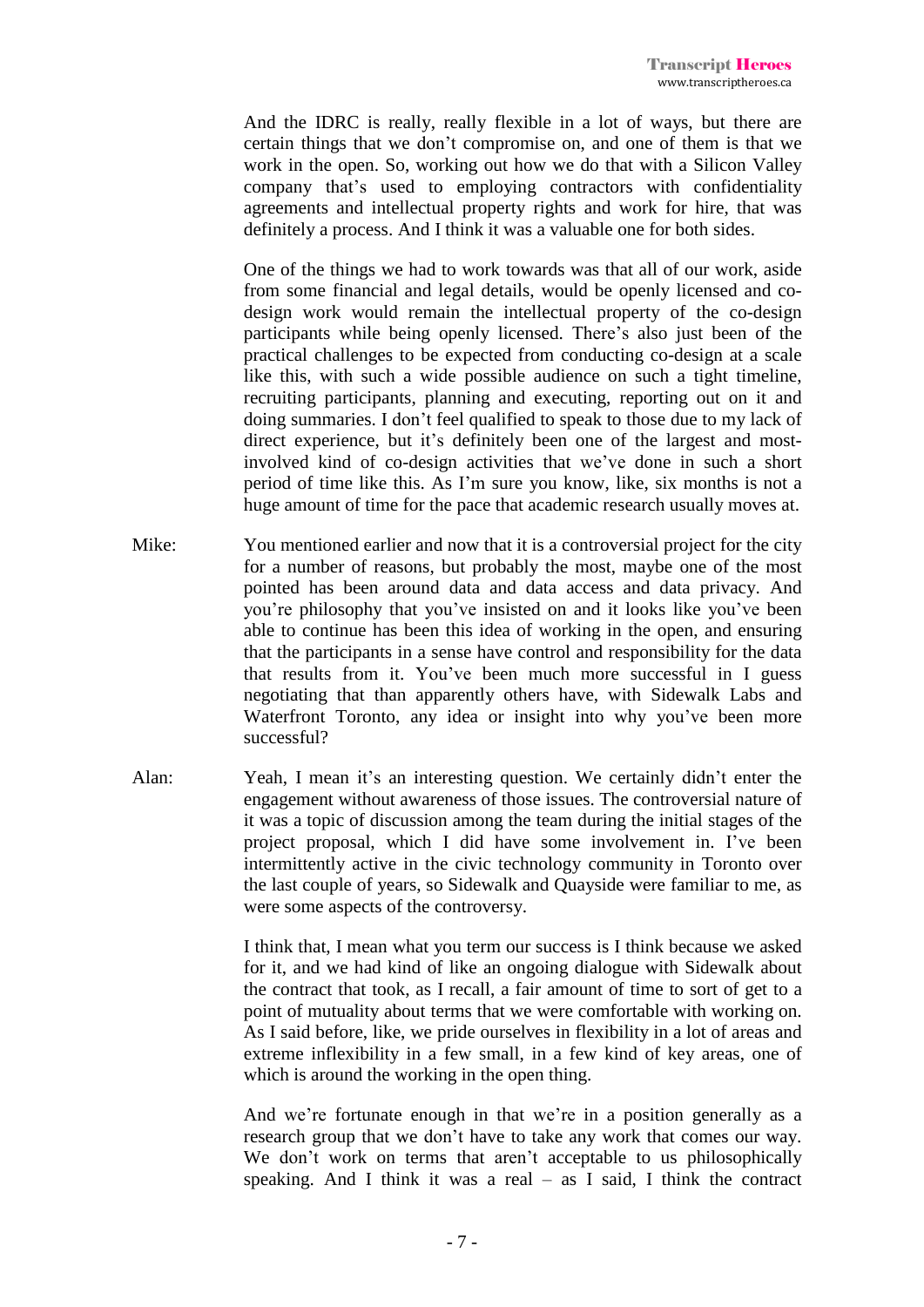And the IDRC is really, really flexible in a lot of ways, but there are certain things that we don't compromise on, and one of them is that we work in the open. So, working out how we do that with a Silicon Valley company that's used to employing contractors with confidentiality agreements and intellectual property rights and work for hire, that was definitely a process. And I think it was a valuable one for both sides.

One of the things we had to work towards was that all of our work, aside from some financial and legal details, would be openly licensed and co-design work would remain the intellectual property of the co-design participants while being openly licensed. There's also just been of the practical challenges to be expected from conducting co-design at a scale like this, with such a wide possible audience on such a tight timeline, recruiting participants, planning and executing, reporting out on it and doing summaries. I don't feel qualified to speak to those due to my lack of direct experience, but it's definitely been one of the largest and most-involved kind of co-design activities that we've done in such a short period of time like this. As I'm sure you know, like, six months is not a huge amount of time for the pace that academic research usually moves at.

Mike: You mentioned earlier and now that it is a controversial project for the city for a number of reasons, but probably the most, maybe one of the most pointed has been around data and data access and data privacy. And you're philosophy that you've insisted on and it looks like you've been able to continue has been this idea of working in the open, and ensuring that the participants in a sense have control and responsibility for the data that results from it. You've been much more successful in I guess negotiating that than apparently others have, with Sidewalk Labs and Waterfront Toronto, any idea or insight into why you've been more successful?

Alan: Yeah, I mean it's an interesting question. We certainly didn't enter the engagement without awareness of those issues. The controversial nature of it was a topic of discussion among the team during the initial stages of the project proposal, which I did have some involvement in. I've been intermittently active in the civic technology community in Toronto over the last couple of years, so Sidewalk and Quayside were familiar to me, as were some aspects of the controversy.

I think that, I mean what you term our success is I think because we asked for it, and we had kind of like an ongoing dialogue with Sidewalk about the contract that took, as I recall, a fair amount of time to sort of get to a point of mutuality about terms that we were comfortable with working on. As I said before, like, we pride ourselves in flexibility in a lot of areas and extreme inflexibility in a few small, in a few kind of key areas, one of which is around the working in the open thing.

And we're fortunate enough in that we're in a position generally as a research group that we don't have to take any work that comes our way. We don't work on terms that aren't acceptable to us philosophically speaking. And I think it was a real – as I said, I think the contract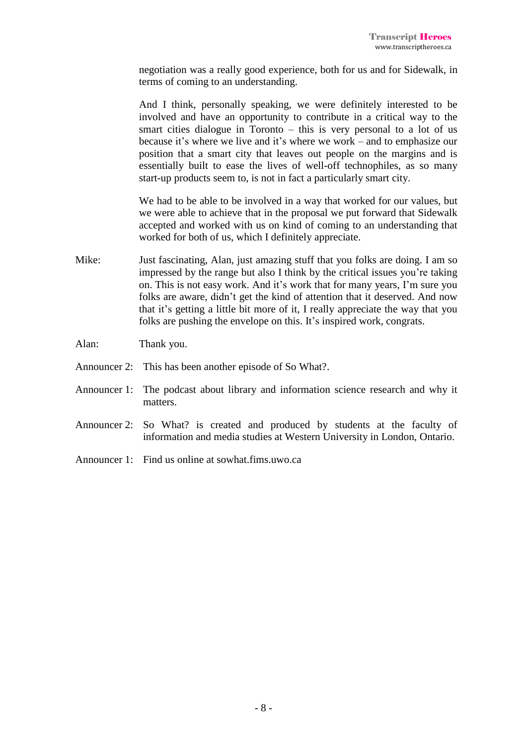negotiation was a really good experience, both for us and for Sidewalk, in terms of coming to an understanding.

And I think, personally speaking, we were definitely interested to be involved and have an opportunity to contribute in a critical way to the smart cities dialogue in Toronto – this is very personal to a lot of us because it's where we live and it's where we work – and to emphasize our position that a smart city that leaves out people on the margins and is essentially built to ease the lives of well-off technophiles, as so many start-up products seem to, is not in fact a particularly smart city.

We had to be able to be involved in a way that worked for our values, but we were able to achieve that in the proposal we put forward that Sidewalk accepted and worked with us on kind of coming to an understanding that worked for both of us, which I definitely appreciate.

Mike: Just fascinating, Alan, just amazing stuff that you folks are doing. I am so impressed by the range but also I think by the critical issues you're taking on. This is not easy work. And it's work that for many years, I'm sure you folks are aware, didn't get the kind of attention that it deserved. And now that it's getting a little bit more of it, I really appreciate the way that you folks are pushing the envelope on this. It's inspired work, congrats.

Alan: Thank you.

Announcer 2: This has been another episode of So What?.

Announcer 1: The podcast about library and information science research and why it matters.

Announcer 2: So What? is created and produced by students at the faculty of information and media studies at Western University in London, Ontario.

Announcer 1: Find us online at sowhat.fims.uwo.ca